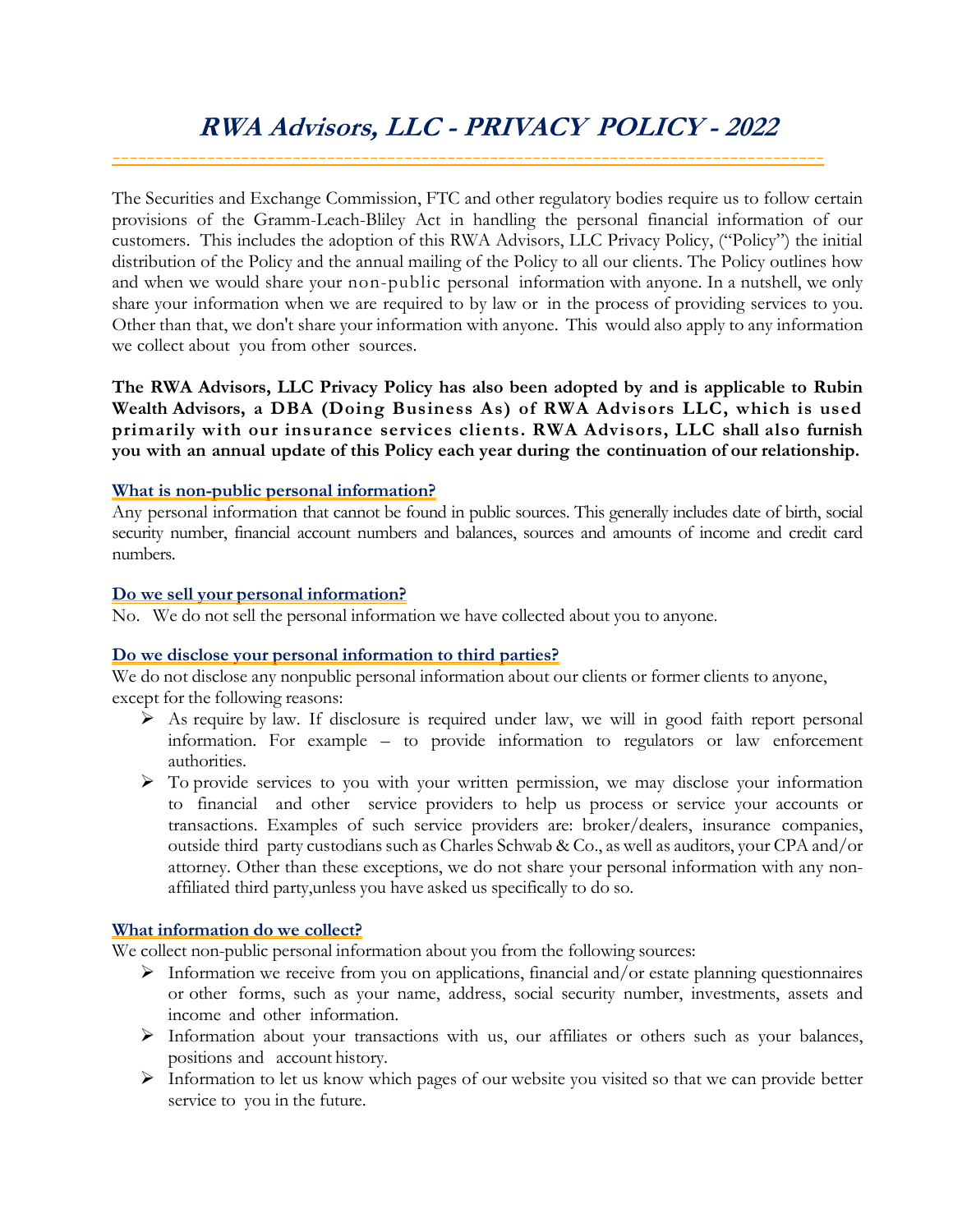# *RWA Advisors, LLC - PRIVACY POLICY - 2022*

The Securities and Exchange Commission, FTC and other regulatory bodies require us to follow certain provisions of the Gramm-Leach-Bliley Act in handling the personal financial information of our customers. This includes the adoption of this RWA Advisors, LLC Privacy Policy, ("Policy") the initial distribution of the Policy and the annual mailing of the Policy to all our clients. The Policy outlines how and when we would share your non-public personal information with anyone. In a nutshell, we only share your information when we are required to by law or in the process of providing services to you. Other than that, we don't share your information with anyone. This would also apply to any information we collect about you from other sources.

**The RWA Advisors, LLC Privacy Policy has also been adopted by and is applicable to Rubin Wealth Advisors, a DBA (Doing Business As) of RWA Advisors LLC, which is used primarily with our insurance services clients. RWA Advisors, LLC shall also furnish you with an annual update of this Policy each year during the continuation of our relationship.**

### What is non-public personal information?

Any personal information that cannot be found in public sources. This generally includes date of birth, social security number, financial account numbers and balances, sources and amounts of income and credit card numbers.

### Do we sell your personal information?

No. We do not sell the personal information we have collected about you to anyone.

### Do we disclose your personal information to third parties?

We do not disclose any nonpublic personal information about our clients or former clients to anyone, except for the following reasons:

- As require by law. If disclosure is required under law, we will in good faith report personal information. For example – to provide information to regulators or law enforcement authorities.
- To provide services to you with your written permission, we may disclose your information to financial and other service providers to help us process or service your accounts or transactions. Examples of such service providers are: broker/dealers, insurance companies, outside third party custodians such as Charles Schwab & Co., as well as auditors, your CPA and/or attorney. Other than these exceptions, we do not share your personal information with any non-affiliated third party,unless you have asked us specifically to do so.

### What information do we collect?

We collect non-public personal information about you from the following sources:

- Information we receive from you on applications, financial and/or estate planning questionnaires or other forms, such as your name, address, social security number, investments, assets and income and other information.
- Information about your transactions with us, our affiliates or others such as your balances, positions and account history.
- Information to let us know which pages of our website you visited so that we can provide better service to you in the future.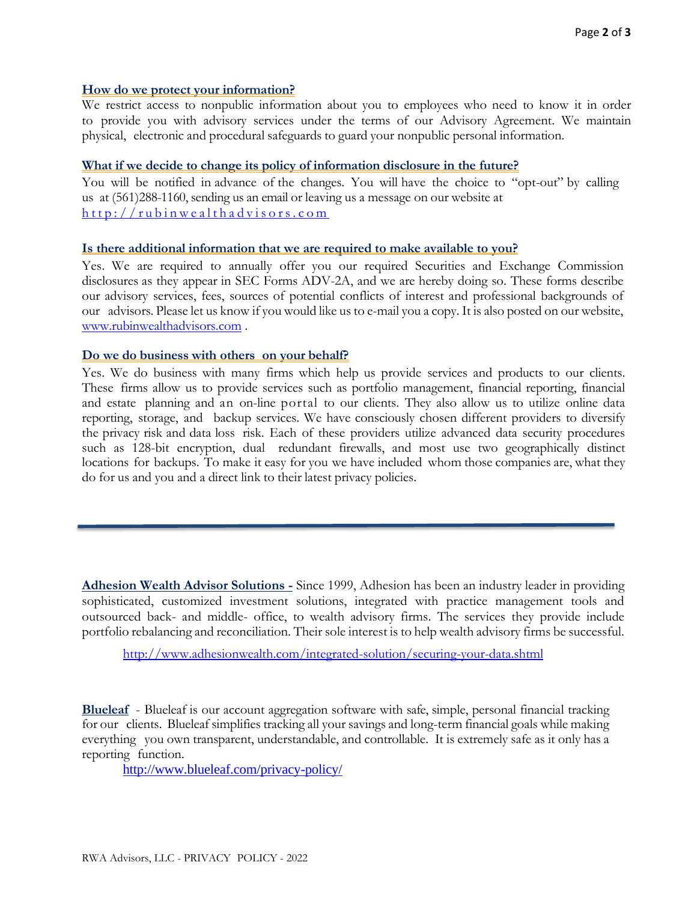### How do we protect your information?

We restrict access to nonpublic information about you to employees who need to know it in order to provide you with advisory services under the terms of our Advisory Agreement. We maintain physical, electronic and procedural safeguards to guard your nonpublic personal information.

### What if we decide to change its policy of information disclosure in the future?

You will be notified in advance of the changes. You will have the choice to "opt-out" by calling us at (561)288-1160, sending us an email or leaving us a message on our website at http://rubinwealthadvisors.com

### Is there additional information that we are required to make available to you?

Yes. We are required to annually offer you our required Securities and Exchange Commission disclosures as they appear in SEC Forms ADV-2A, and we are hereby doing so. These forms describe our advisory services, fees, sources of potential conflicts of interest and professional backgrounds of our advisors. Please let us know if you would like us to e-mail you a copy. It is also posted on our website, www.rubinwealthadvisors.com .

### Do we do business with others on your behalf?

Yes. We do business with many firms which help us provide services and products to our clients. These firms allow us to provide services such as portfolio management, financial reporting, financial and estate planning and an on-line portal to our clients. They also allow us to utilize online data reporting, storage, and backup services. We have consciously chosen different providers to diversify the privacy risk and data loss risk. Each of these providers utilize advanced data security procedures such as 128-bit encryption, dual redundant firewalls, and most use two geographically distinct locations for backups. To make it easy for you we have included whom those companies are, what they do for us and you and a direct link to their latest privacy policies.

---

**Adhesion Wealth Advisor Solutions -** Since 1999, Adhesion has been an industry leader in providing sophisticated, customized investment solutions, integrated with practice management tools and outsourced back- and middle- office, to wealth advisory firms. The services they provide include portfolio rebalancing and reconciliation. Their sole interest is to help wealth advisory firms be successful.

http://www.adhesionwealth.com/integrated-solution/securing-your-data.shtml

**Blueleaf** - Blueleaf is our account aggregation software with safe, simple, personal financial tracking for our clients. Blueleaf simplifies tracking all your savings and long-term financial goals while making everything you own transparent, understandable, and controllable. It is extremely safe as it only has a reporting function.

http://www.blueleaf.com/privacy-policy/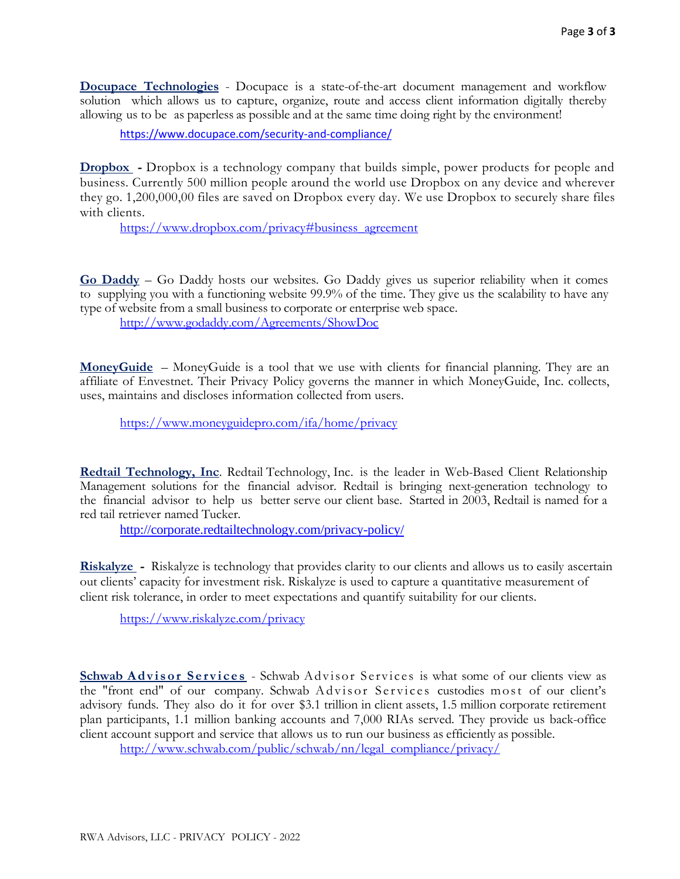**Docupace Technologies** - Docupace is a state-of-the-art document management and workflow solution which allows us to capture, organize, route and access client information digitally thereby allowing us to be as paperless as possible and at the same time doing right by the environment!

https://www.docupace.com/security-and-compliance/

**Dropbox** - Dropbox is a technology company that builds simple, power products for people and business. Currently 500 million people around the world use Dropbox on any device and wherever they go. 1,200,000,00 files are saved on Dropbox every day. We use Dropbox to securely share files with clients.

https://www.dropbox.com/privacy#business_agreement

**Go Daddy** – Go Daddy hosts our websites. Go Daddy gives us superior reliability when it comes to supplying you with a functioning website 99.9% of the time. They give us the scalability to have any type of website from a small business to corporate or enterprise web space.

http://www.godaddy.com/Agreements/ShowDoc

**MoneyGuide** – MoneyGuide is a tool that we use with clients for financial planning. They are an affiliate of Envestnet. Their Privacy Policy governs the manner in which MoneyGuide, Inc. collects, uses, maintains and discloses information collected from users.

https://www.moneyguidepro.com/ifa/home/privacy

**Redtail Technology, Inc**. Redtail Technology, Inc. is the leader in Web-Based Client Relationship Management solutions for the financial advisor. Redtail is bringing next-generation technology to the financial advisor to help us better serve our client base. Started in 2003, Redtail is named for a red tail retriever named Tucker.

http://corporate.redtailtechnology.com/privacy-policy/

**Riskalyze** - Riskalyze is technology that provides clarity to our clients and allows us to easily ascertain out clients' capacity for investment risk. Riskalyze is used to capture a quantitative measurement of client risk tolerance, in order to meet expectations and quantify suitability for our clients.

https://www.riskalyze.com/privacy

**Schwab Advisor Services** - Schwab Advisor Services is what some of our clients view as the "front end" of our company. Schwab Advisor Services custodies most of our client's advisory funds. They also do it for over $3.1 trillion in client assets, 1.5 million corporate retirement plan participants, 1.1 million banking accounts and 7,000 RIAs served. They provide us back-office client account support and service that allows us to run our business as efficiently as possible.

http://www.schwab.com/public/schwab/nn/legal_compliance/privacy/